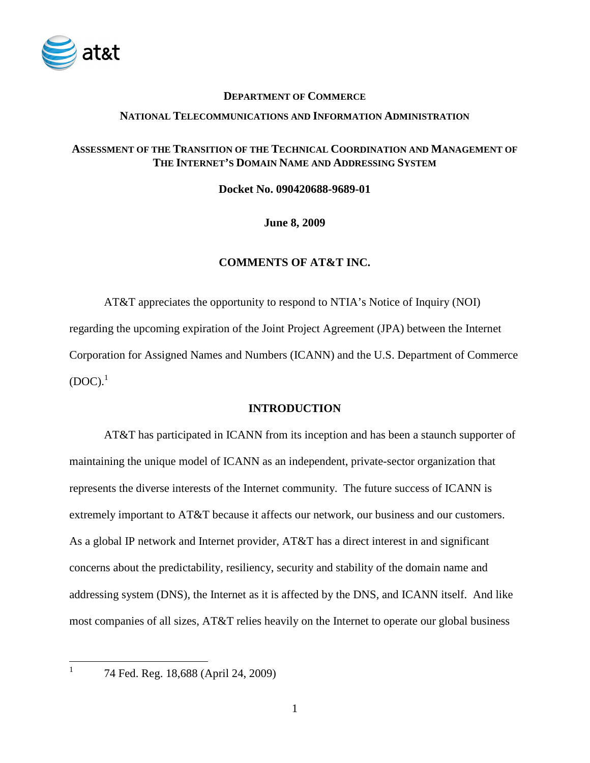**DEPARTMENT OF COMMERCE**

**NATIONAL TELECOMMUNICATIONS AND INFORMATION ADMINISTRATION**

**ASSESSMENT OF THE TRANSITION OF THE TECHNICAL COORDINATION AND MANAGEMENT OF THE INTERNET'S DOMAIN NAME AND ADDRESSING SYSTEM**

**Docket No. 090420688-9689-01**

**June 8, 2009**

# COMMENTS OF AT&T INC.

AT&T appreciates the opportunity to respond to NTIA's Notice of Inquiry (NOI) regarding the upcoming expiration of the Joint Project Agreement (JPA) between the Internet Corporation for Assigned Names and Numbers (ICANN) and the U.S. Department of Commerce (DOC).[1]

## INTRODUCTION

AT&T has participated in ICANN from its inception and has been a staunch supporter of maintaining the unique model of ICANN as an independent, private-sector organization that represents the diverse interests of the Internet community. The future success of ICANN is extremely important to AT&T because it affects our network, our business and our customers. As a global IP network and Internet provider, AT&T has a direct interest in and significant concerns about the predictability, resiliency, security and stability of the domain name and addressing system (DNS), the Internet as it is affected by the DNS, and ICANN itself. And like most companies of all sizes, AT&T relies heavily on the Internet to operate our global business

---

[1] 74 Fed. Reg. 18,688 (April 24, 2009)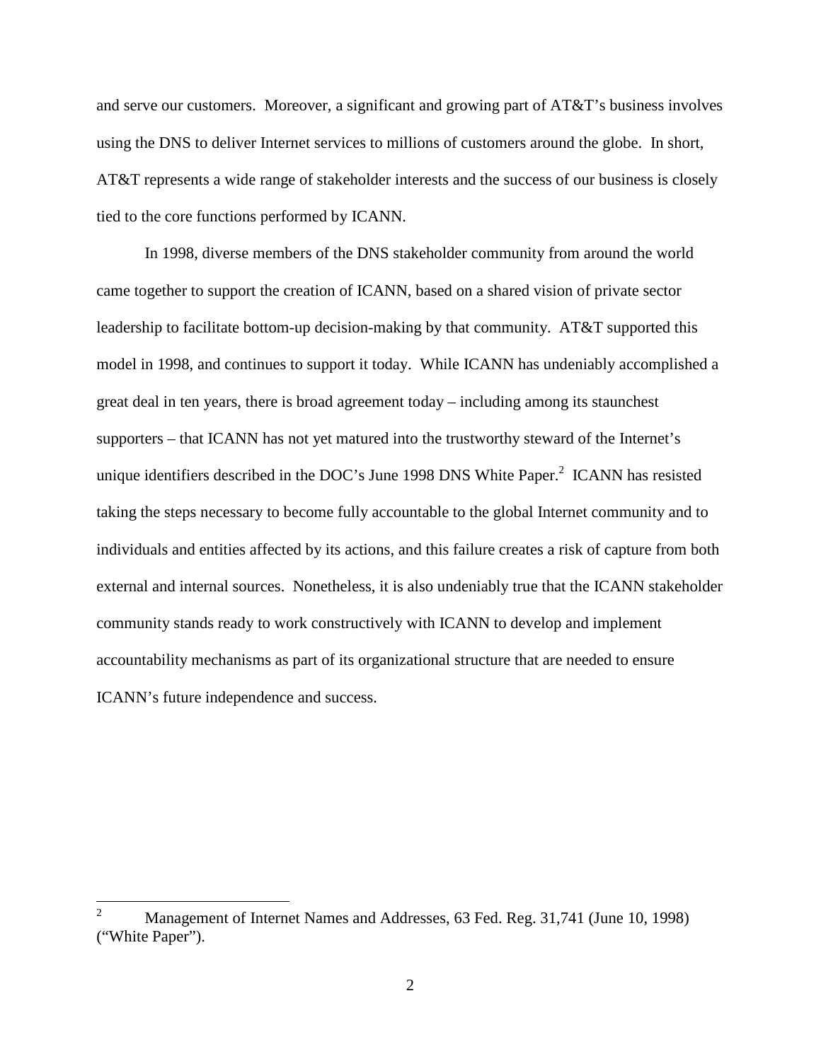and serve our customers. Moreover, a significant and growing part of AT&T's business involves using the DNS to deliver Internet services to millions of customers around the globe. In short, AT&T represents a wide range of stakeholder interests and the success of our business is closely tied to the core functions performed by ICANN.

In 1998, diverse members of the DNS stakeholder community from around the world came together to support the creation of ICANN, based on a shared vision of private sector leadership to facilitate bottom-up decision-making by that community. AT&T supported this model in 1998, and continues to support it today. While ICANN has undeniably accomplished a great deal in ten years, there is broad agreement today – including among its staunchest supporters – that ICANN has not yet matured into the trustworthy steward of the Internet's unique identifiers described in the DOC's June 1998 DNS White Paper.[2] ICANN has resisted taking the steps necessary to become fully accountable to the global Internet community and to individuals and entities affected by its actions, and this failure creates a risk of capture from both external and internal sources. Nonetheless, it is also undeniably true that the ICANN stakeholder community stands ready to work constructively with ICANN to develop and implement accountability mechanisms as part of its organizational structure that are needed to ensure ICANN's future independence and success.

---

[2] Management of Internet Names and Addresses, 63 Fed. Reg. 31,741 (June 10, 1998) ("White Paper").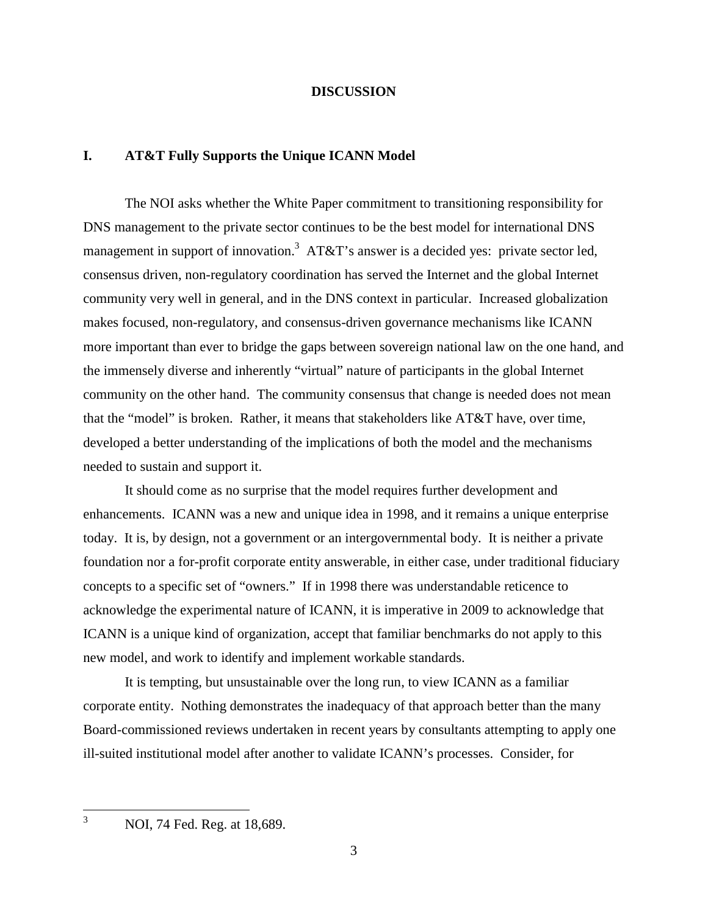## DISCUSSION

### I. AT&T Fully Supports the Unique ICANN Model

The NOI asks whether the White Paper commitment to transitioning responsibility for DNS management to the private sector continues to be the best model for international DNS management in support of innovation.[3] AT&T's answer is a decided yes: private sector led, consensus driven, non-regulatory coordination has served the Internet and the global Internet community very well in general, and in the DNS context in particular. Increased globalization makes focused, non-regulatory, and consensus-driven governance mechanisms like ICANN more important than ever to bridge the gaps between sovereign national law on the one hand, and the immensely diverse and inherently "virtual" nature of participants in the global Internet community on the other hand. The community consensus that change is needed does not mean that the "model" is broken. Rather, it means that stakeholders like AT&T have, over time, developed a better understanding of the implications of both the model and the mechanisms needed to sustain and support it.

It should come as no surprise that the model requires further development and enhancements. ICANN was a new and unique idea in 1998, and it remains a unique enterprise today. It is, by design, not a government or an intergovernmental body. It is neither a private foundation nor a for-profit corporate entity answerable, in either case, under traditional fiduciary concepts to a specific set of "owners." If in 1998 there was understandable reticence to acknowledge the experimental nature of ICANN, it is imperative in 2009 to acknowledge that ICANN is a unique kind of organization, accept that familiar benchmarks do not apply to this new model, and work to identify and implement workable standards.

It is tempting, but unsustainable over the long run, to view ICANN as a familiar corporate entity. Nothing demonstrates the inadequacy of that approach better than the many Board-commissioned reviews undertaken in recent years by consultants attempting to apply one ill-suited institutional model after another to validate ICANN's processes. Consider, for

---

[3] NOI, 74 Fed. Reg. at 18,689.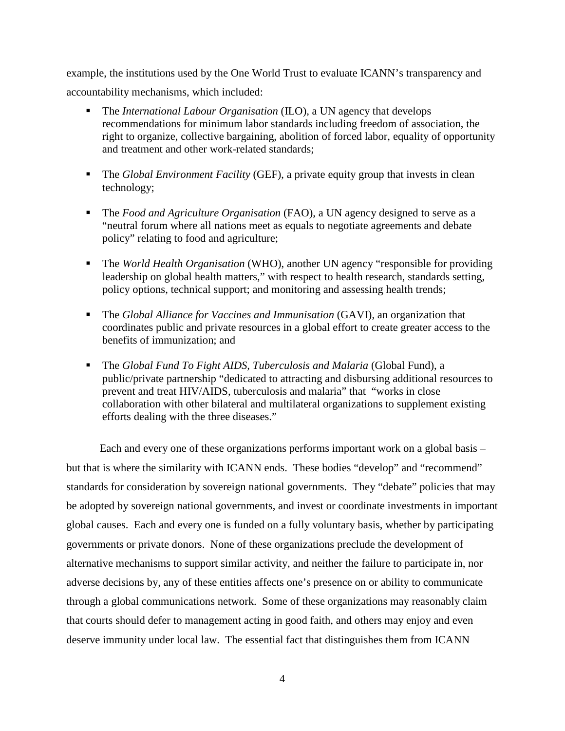example, the institutions used by the One World Trust to evaluate ICANN's transparency and accountability mechanisms, which included:

- The *International Labour Organisation* (ILO), a UN agency that develops recommendations for minimum labor standards including freedom of association, the right to organize, collective bargaining, abolition of forced labor, equality of opportunity and treatment and other work-related standards;
- The *Global Environment Facility* (GEF), a private equity group that invests in clean technology;
- The *Food and Agriculture Organisation* (FAO), a UN agency designed to serve as a "neutral forum where all nations meet as equals to negotiate agreements and debate policy" relating to food and agriculture;
- The *World Health Organisation* (WHO), another UN agency "responsible for providing leadership on global health matters," with respect to health research, standards setting, policy options, technical support; and monitoring and assessing health trends;
- The *Global Alliance for Vaccines and Immunisation* (GAVI), an organization that coordinates public and private resources in a global effort to create greater access to the benefits of immunization; and
- The *Global Fund To Fight AIDS, Tuberculosis and Malaria* (Global Fund), a public/private partnership "dedicated to attracting and disbursing additional resources to prevent and treat HIV/AIDS, tuberculosis and malaria" that "works in close collaboration with other bilateral and multilateral organizations to supplement existing efforts dealing with the three diseases."

Each and every one of these organizations performs important work on a global basis – but that is where the similarity with ICANN ends. These bodies "develop" and "recommend" standards for consideration by sovereign national governments. They "debate" policies that may be adopted by sovereign national governments, and invest or coordinate investments in important global causes. Each and every one is funded on a fully voluntary basis, whether by participating governments or private donors. None of these organizations preclude the development of alternative mechanisms to support similar activity, and neither the failure to participate in, nor adverse decisions by, any of these entities affects one's presence on or ability to communicate through a global communications network. Some of these organizations may reasonably claim that courts should defer to management acting in good faith, and others may enjoy and even deserve immunity under local law. The essential fact that distinguishes them from ICANN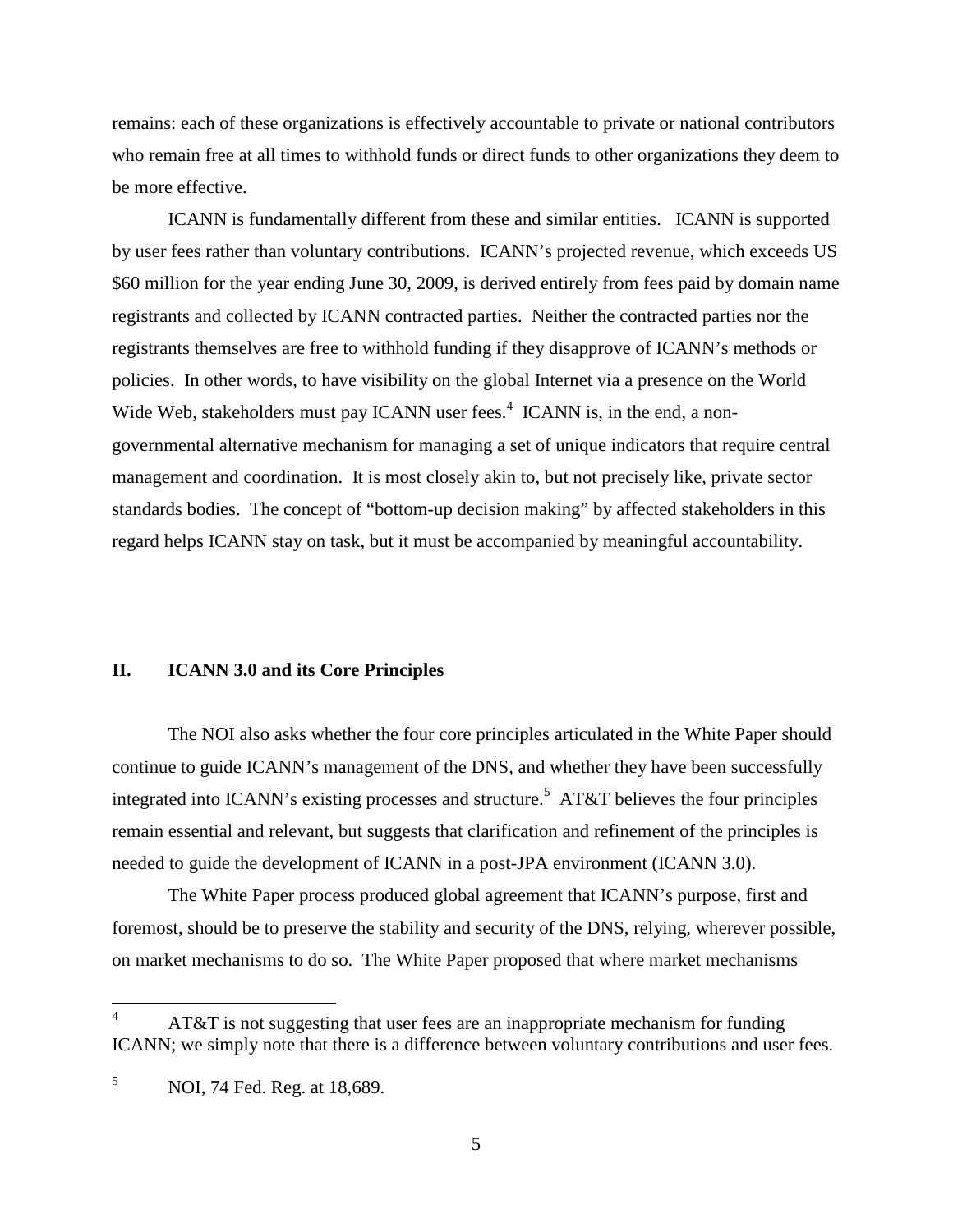remains: each of these organizations is effectively accountable to private or national contributors who remain free at all times to withhold funds or direct funds to other organizations they deem to be more effective.

ICANN is fundamentally different from these and similar entities. ICANN is supported by user fees rather than voluntary contributions. ICANN's projected revenue, which exceeds US $60 million for the year ending June 30, 2009, is derived entirely from fees paid by domain name registrants and collected by ICANN contracted parties. Neither the contracted parties nor the registrants themselves are free to withhold funding if they disapprove of ICANN's methods or policies. In other words, to have visibility on the global Internet via a presence on the World Wide Web, stakeholders must pay ICANN user fees.[4] ICANN is, in the end, a non-governmental alternative mechanism for managing a set of unique indicators that require central management and coordination. It is most closely akin to, but not precisely like, private sector standards bodies. The concept of "bottom-up decision making" by affected stakeholders in this regard helps ICANN stay on task, but it must be accompanied by meaningful accountability.

## II. ICANN 3.0 and its Core Principles

The NOI also asks whether the four core principles articulated in the White Paper should continue to guide ICANN's management of the DNS, and whether they have been successfully integrated into ICANN's existing processes and structure.[5] AT&T believes the four principles remain essential and relevant, but suggests that clarification and refinement of the principles is needed to guide the development of ICANN in a post-JPA environment (ICANN 3.0).

The White Paper process produced global agreement that ICANN's purpose, first and foremost, should be to preserve the stability and security of the DNS, relying, wherever possible, on market mechanisms to do so. The White Paper proposed that where market mechanisms

---

[4] AT&T is not suggesting that user fees are an inappropriate mechanism for funding ICANN; we simply note that there is a difference between voluntary contributions and user fees.

[5] NOI, 74 Fed. Reg. at 18,689.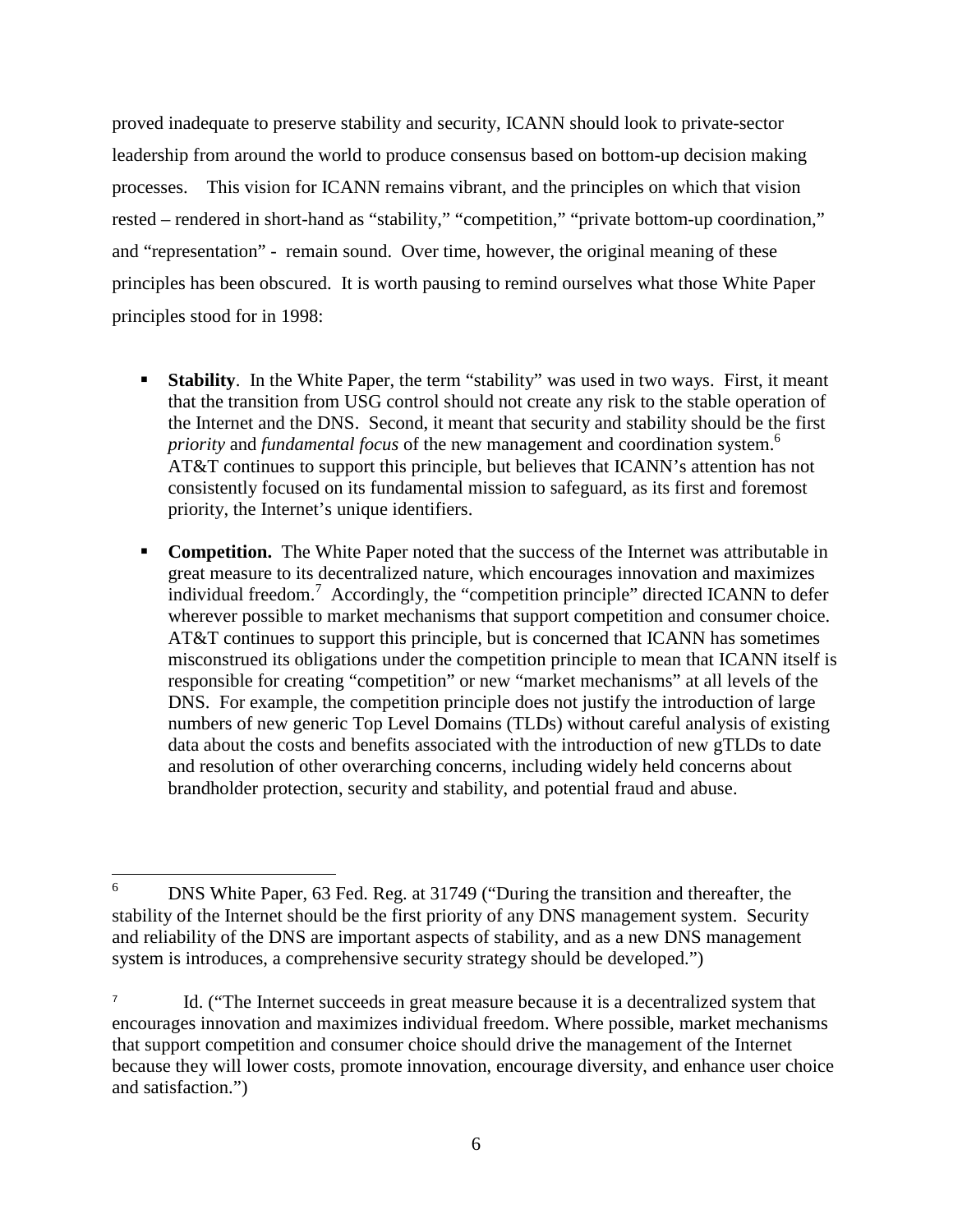proved inadequate to preserve stability and security, ICANN should look to private-sector leadership from around the world to produce consensus based on bottom-up decision making processes. This vision for ICANN remains vibrant, and the principles on which that vision rested – rendered in short-hand as "stability," "competition," "private bottom-up coordination," and "representation" - remain sound. Over time, however, the original meaning of these principles has been obscured. It is worth pausing to remind ourselves what those White Paper principles stood for in 1998:

- **Stability**. In the White Paper, the term "stability" was used in two ways. First, it meant that the transition from USG control should not create any risk to the stable operation of the Internet and the DNS. Second, it meant that security and stability should be the first *priority* and *fundamental focus* of the new management and coordination system.[6] AT&T continues to support this principle, but believes that ICANN's attention has not consistently focused on its fundamental mission to safeguard, as its first and foremost priority, the Internet's unique identifiers.

- **Competition.** The White Paper noted that the success of the Internet was attributable in great measure to its decentralized nature, which encourages innovation and maximizes individual freedom.[7] Accordingly, the "competition principle" directed ICANN to defer wherever possible to market mechanisms that support competition and consumer choice. AT&T continues to support this principle, but is concerned that ICANN has sometimes misconstrued its obligations under the competition principle to mean that ICANN itself is responsible for creating "competition" or new "market mechanisms" at all levels of the DNS. For example, the competition principle does not justify the introduction of large numbers of new generic Top Level Domains (TLDs) without careful analysis of existing data about the costs and benefits associated with the introduction of new gTLDs to date and resolution of other overarching concerns, including widely held concerns about brandholder protection, security and stability, and potential fraud and abuse.

---

[6] DNS White Paper, 63 Fed. Reg. at 31749 ("During the transition and thereafter, the stability of the Internet should be the first priority of any DNS management system. Security and reliability of the DNS are important aspects of stability, and as a new DNS management system is introduces, a comprehensive security strategy should be developed.")

[7] Id. ("The Internet succeeds in great measure because it is a decentralized system that encourages innovation and maximizes individual freedom. Where possible, market mechanisms that support competition and consumer choice should drive the management of the Internet because they will lower costs, promote innovation, encourage diversity, and enhance user choice and satisfaction.")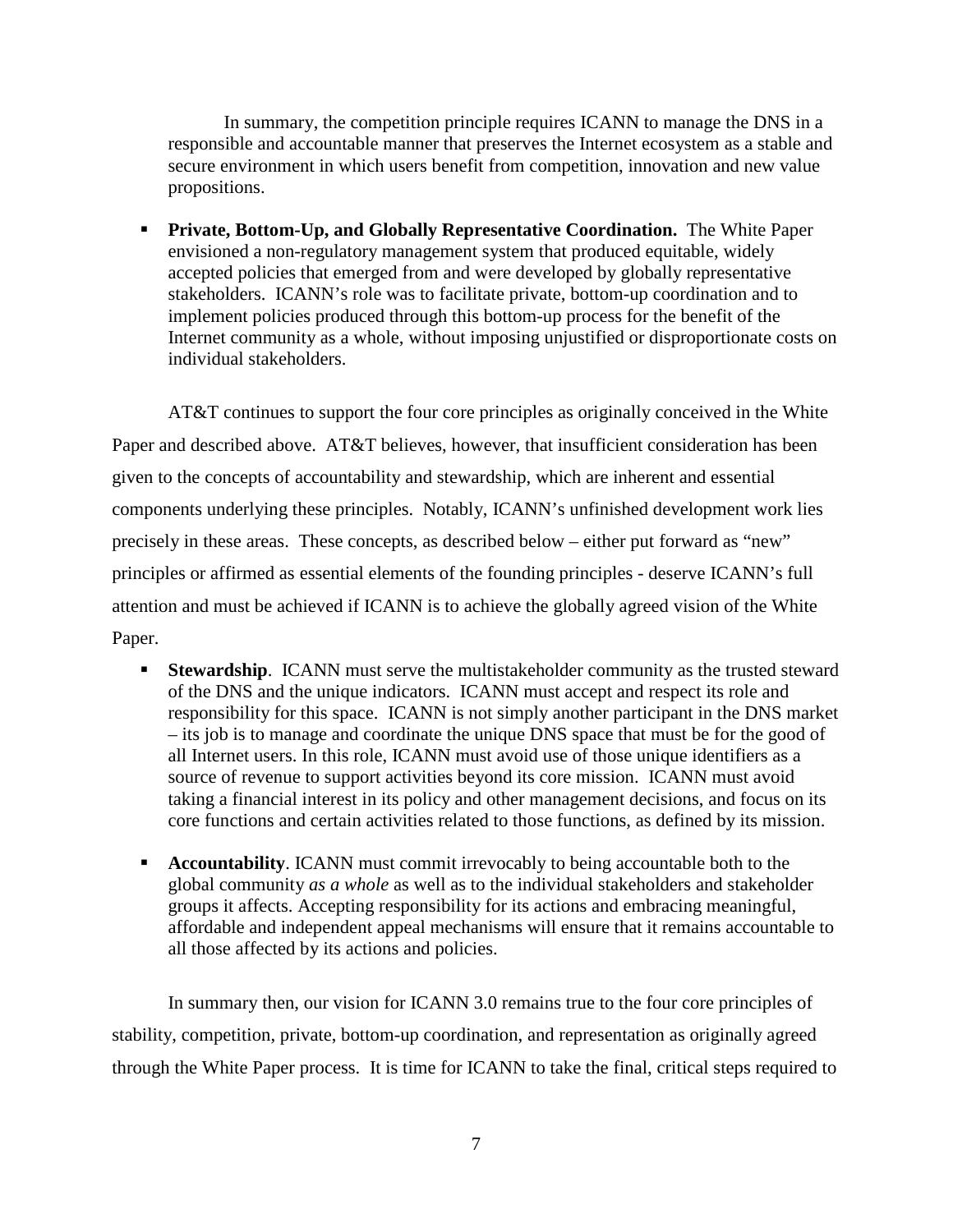In summary, the competition principle requires ICANN to manage the DNS in a responsible and accountable manner that preserves the Internet ecosystem as a stable and secure environment in which users benefit from competition, innovation and new value propositions.

- **Private, Bottom-Up, and Globally Representative Coordination.** The White Paper envisioned a non-regulatory management system that produced equitable, widely accepted policies that emerged from and were developed by globally representative stakeholders. ICANN's role was to facilitate private, bottom-up coordination and to implement policies produced through this bottom-up process for the benefit of the Internet community as a whole, without imposing unjustified or disproportionate costs on individual stakeholders.

AT&T continues to support the four core principles as originally conceived in the White Paper and described above. AT&T believes, however, that insufficient consideration has been given to the concepts of accountability and stewardship, which are inherent and essential components underlying these principles. Notably, ICANN's unfinished development work lies precisely in these areas. These concepts, as described below – either put forward as "new" principles or affirmed as essential elements of the founding principles - deserve ICANN's full attention and must be achieved if ICANN is to achieve the globally agreed vision of the White Paper.

- **Stewardship**. ICANN must serve the multistakeholder community as the trusted steward of the DNS and the unique indicators. ICANN must accept and respect its role and responsibility for this space. ICANN is not simply another participant in the DNS market – its job is to manage and coordinate the unique DNS space that must be for the good of all Internet users. In this role, ICANN must avoid use of those unique identifiers as a source of revenue to support activities beyond its core mission. ICANN must avoid taking a financial interest in its policy and other management decisions, and focus on its core functions and certain activities related to those functions, as defined by its mission.

- **Accountability**. ICANN must commit irrevocably to being accountable both to the global community *as a whole* as well as to the individual stakeholders and stakeholder groups it affects. Accepting responsibility for its actions and embracing meaningful, affordable and independent appeal mechanisms will ensure that it remains accountable to all those affected by its actions and policies.

In summary then, our vision for ICANN 3.0 remains true to the four core principles of stability, competition, private, bottom-up coordination, and representation as originally agreed through the White Paper process. It is time for ICANN to take the final, critical steps required to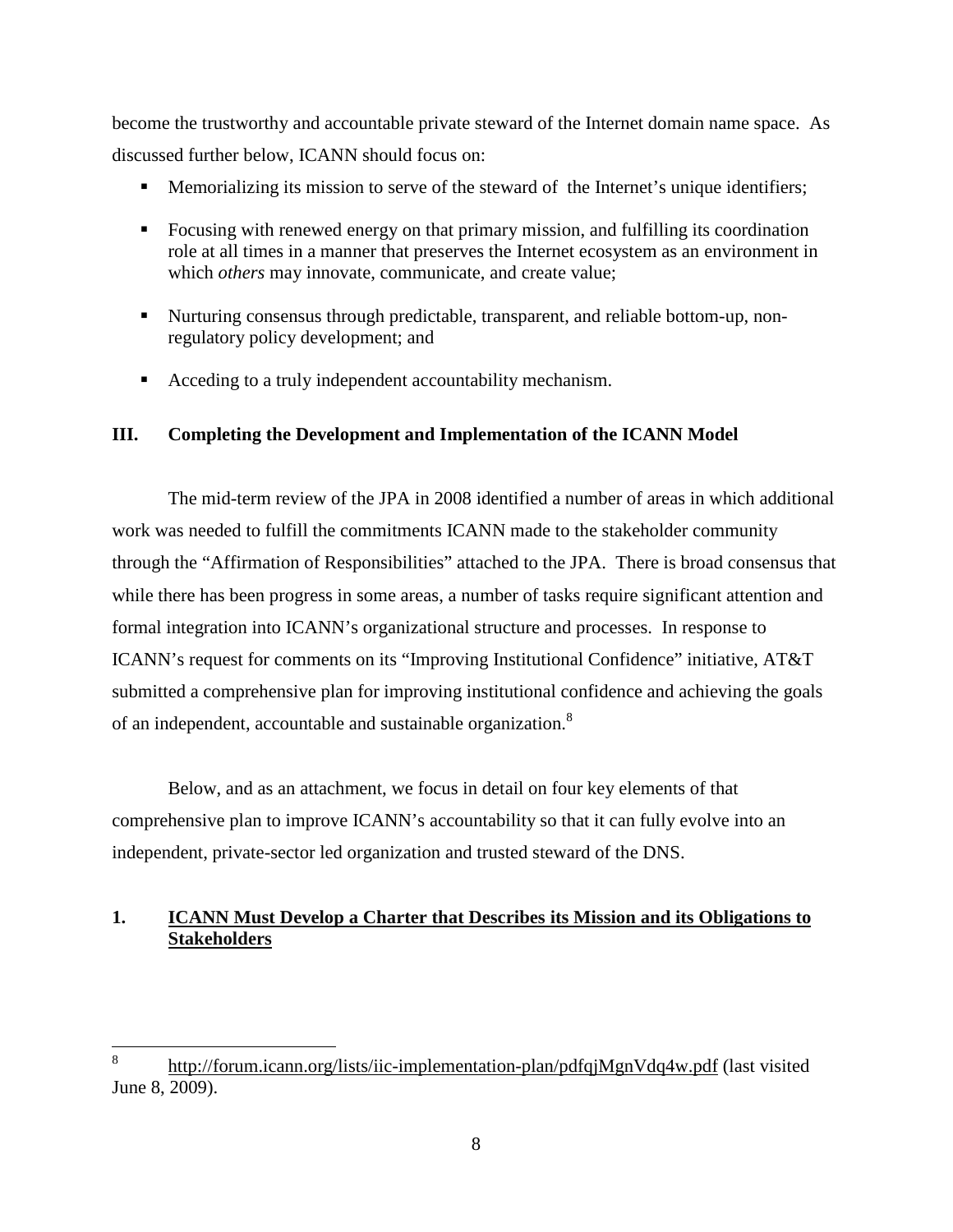become the trustworthy and accountable private steward of the Internet domain name space. As discussed further below, ICANN should focus on:

- Memorializing its mission to serve of the steward of the Internet's unique identifiers;
- Focusing with renewed energy on that primary mission, and fulfilling its coordination role at all times in a manner that preserves the Internet ecosystem as an environment in which *others* may innovate, communicate, and create value;
- Nurturing consensus through predictable, transparent, and reliable bottom-up, non-regulatory policy development; and
- Acceding to a truly independent accountability mechanism.

## III. Completing the Development and Implementation of the ICANN Model

The mid-term review of the JPA in 2008 identified a number of areas in which additional work was needed to fulfill the commitments ICANN made to the stakeholder community through the "Affirmation of Responsibilities" attached to the JPA. There is broad consensus that while there has been progress in some areas, a number of tasks require significant attention and formal integration into ICANN's organizational structure and processes. In response to ICANN's request for comments on its "Improving Institutional Confidence" initiative, AT&T submitted a comprehensive plan for improving institutional confidence and achieving the goals of an independent, accountable and sustainable organization.[8]

Below, and as an attachment, we focus in detail on four key elements of that comprehensive plan to improve ICANN's accountability so that it can fully evolve into an independent, private-sector led organization and trusted steward of the DNS.

### 1. **ICANN Must Develop a Charter that Describes its Mission and its Obligations to Stakeholders**

---

[8] http://forum.icann.org/lists/iic-implementation-plan/pdfqjMgnVdq4w.pdf (last visited June 8, 2009).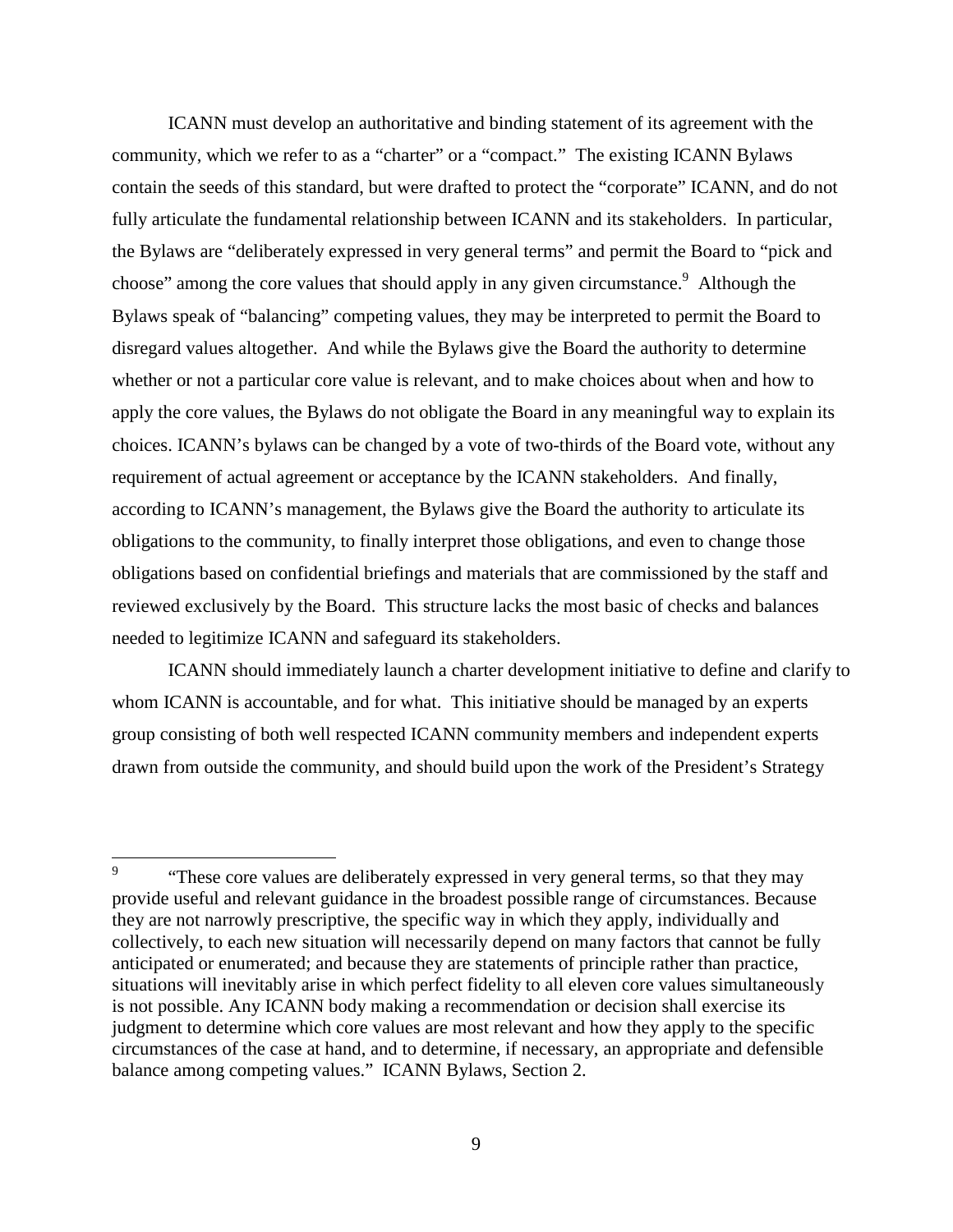ICANN must develop an authoritative and binding statement of its agreement with the community, which we refer to as a "charter" or a "compact." The existing ICANN Bylaws contain the seeds of this standard, but were drafted to protect the "corporate" ICANN, and do not fully articulate the fundamental relationship between ICANN and its stakeholders. In particular, the Bylaws are "deliberately expressed in very general terms" and permit the Board to "pick and choose" among the core values that should apply in any given circumstance.[9] Although the Bylaws speak of "balancing" competing values, they may be interpreted to permit the Board to disregard values altogether. And while the Bylaws give the Board the authority to determine whether or not a particular core value is relevant, and to make choices about when and how to apply the core values, the Bylaws do not obligate the Board in any meaningful way to explain its choices. ICANN's bylaws can be changed by a vote of two-thirds of the Board vote, without any requirement of actual agreement or acceptance by the ICANN stakeholders. And finally, according to ICANN's management, the Bylaws give the Board the authority to articulate its obligations to the community, to finally interpret those obligations, and even to change those obligations based on confidential briefings and materials that are commissioned by the staff and reviewed exclusively by the Board. This structure lacks the most basic of checks and balances needed to legitimize ICANN and safeguard its stakeholders.

ICANN should immediately launch a charter development initiative to define and clarify to whom ICANN is accountable, and for what. This initiative should be managed by an experts group consisting of both well respected ICANN community members and independent experts drawn from outside the community, and should build upon the work of the President's Strategy

---

[9] "These core values are deliberately expressed in very general terms, so that they may provide useful and relevant guidance in the broadest possible range of circumstances. Because they are not narrowly prescriptive, the specific way in which they apply, individually and collectively, to each new situation will necessarily depend on many factors that cannot be fully anticipated or enumerated; and because they are statements of principle rather than practice, situations will inevitably arise in which perfect fidelity to all eleven core values simultaneously is not possible. Any ICANN body making a recommendation or decision shall exercise its judgment to determine which core values are most relevant and how they apply to the specific circumstances of the case at hand, and to determine, if necessary, an appropriate and defensible balance among competing values." ICANN Bylaws, Section 2.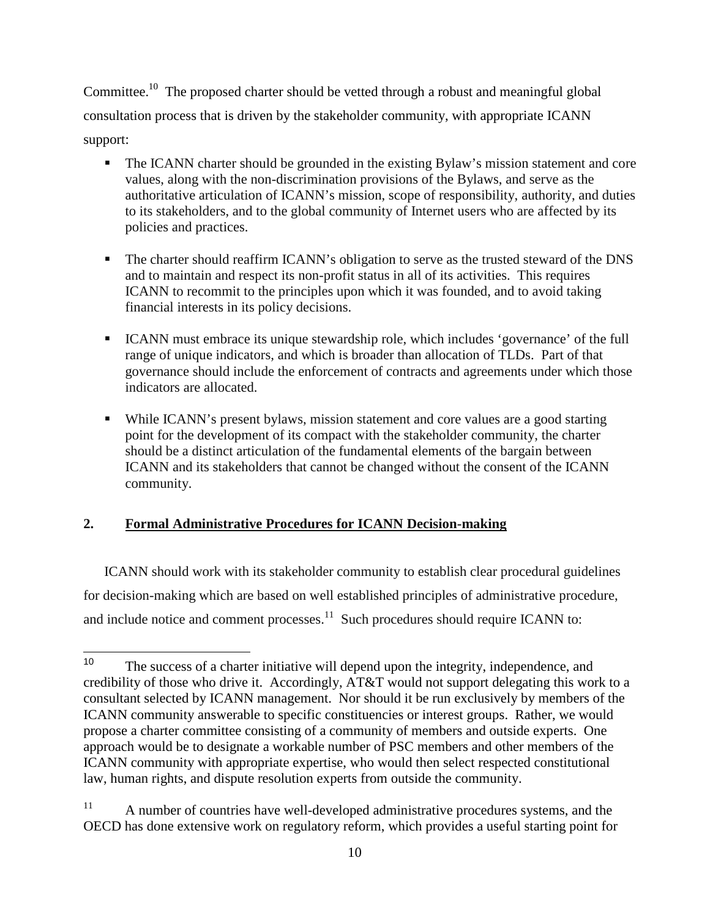Committee.[10] The proposed charter should be vetted through a robust and meaningful global consultation process that is driven by the stakeholder community, with appropriate ICANN support:

- The ICANN charter should be grounded in the existing Bylaw's mission statement and core values, along with the non-discrimination provisions of the Bylaws, and serve as the authoritative articulation of ICANN's mission, scope of responsibility, authority, and duties to its stakeholders, and to the global community of Internet users who are affected by its policies and practices.

- The charter should reaffirm ICANN's obligation to serve as the trusted steward of the DNS and to maintain and respect its non-profit status in all of its activities. This requires ICANN to recommit to the principles upon which it was founded, and to avoid taking financial interests in its policy decisions.

- ICANN must embrace its unique stewardship role, which includes 'governance' of the full range of unique indicators, and which is broader than allocation of TLDs. Part of that governance should include the enforcement of contracts and agreements under which those indicators are allocated.

- While ICANN's present bylaws, mission statement and core values are a good starting point for the development of its compact with the stakeholder community, the charter should be a distinct articulation of the fundamental elements of the bargain between ICANN and its stakeholders that cannot be changed without the consent of the ICANN community.

## 2. Formal Administrative Procedures for ICANN Decision-making

ICANN should work with its stakeholder community to establish clear procedural guidelines for decision-making which are based on well established principles of administrative procedure, and include notice and comment processes.[11] Such procedures should require ICANN to:

---

[10] The success of a charter initiative will depend upon the integrity, independence, and credibility of those who drive it. Accordingly, AT&T would not support delegating this work to a consultant selected by ICANN management. Nor should it be run exclusively by members of the ICANN community answerable to specific constituencies or interest groups. Rather, we would propose a charter committee consisting of a community of members and outside experts. One approach would be to designate a workable number of PSC members and other members of the ICANN community with appropriate expertise, who would then select respected constitutional law, human rights, and dispute resolution experts from outside the community.

[11] A number of countries have well-developed administrative procedures systems, and the OECD has done extensive work on regulatory reform, which provides a useful starting point for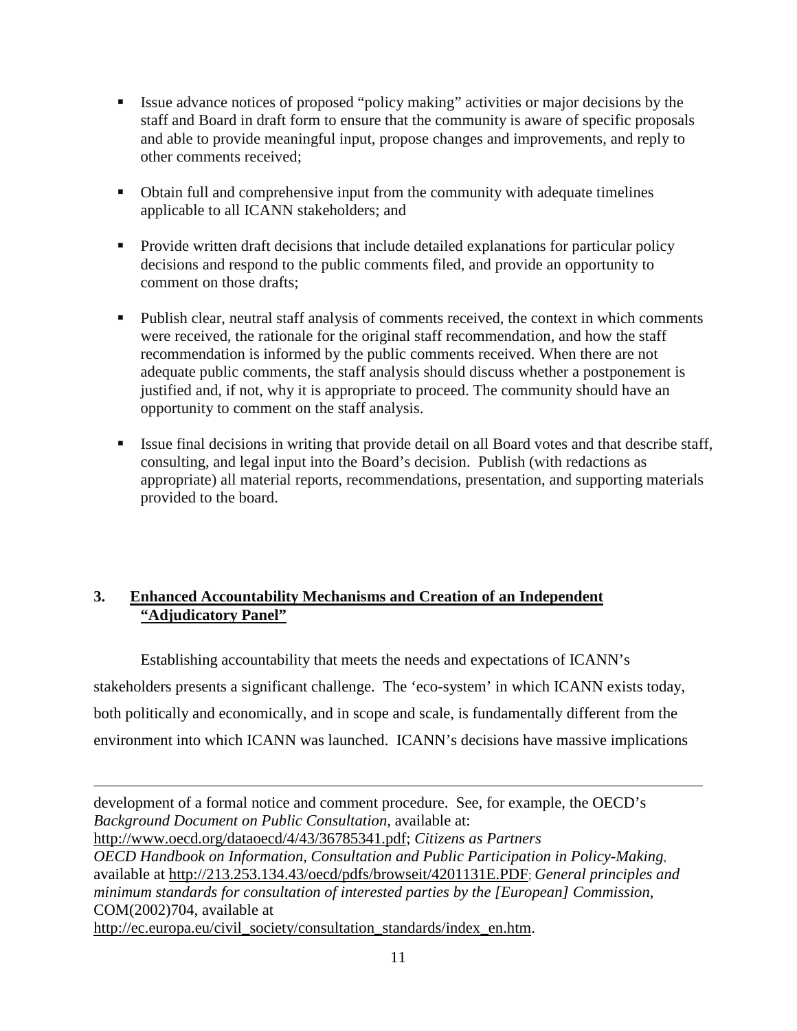- Issue advance notices of proposed "policy making" activities or major decisions by the staff and Board in draft form to ensure that the community is aware of specific proposals and able to provide meaningful input, propose changes and improvements, and reply to other comments received;

- Obtain full and comprehensive input from the community with adequate timelines applicable to all ICANN stakeholders; and

- Provide written draft decisions that include detailed explanations for particular policy decisions and respond to the public comments filed, and provide an opportunity to comment on those drafts;

- Publish clear, neutral staff analysis of comments received, the context in which comments were received, the rationale for the original staff recommendation, and how the staff recommendation is informed by the public comments received. When there are not adequate public comments, the staff analysis should discuss whether a postponement is justified and, if not, why it is appropriate to proceed. The community should have an opportunity to comment on the staff analysis.

- Issue final decisions in writing that provide detail on all Board votes and that describe staff, consulting, and legal input into the Board's decision. Publish (with redactions as appropriate) all material reports, recommendations, presentation, and supporting materials provided to the board.

## 3. Enhanced Accountability Mechanisms and Creation of an Independent "Adjudicatory Panel"

Establishing accountability that meets the needs and expectations of ICANN's stakeholders presents a significant challenge. The 'eco-system' in which ICANN exists today, both politically and economically, and in scope and scale, is fundamentally different from the environment into which ICANN was launched. ICANN's decisions have massive implications

---

development of a formal notice and comment procedure. See, for example, the OECD's *Background Document on Public Consultation,* available at: http://www.oecd.org/dataoecd/4/43/36785341.pdf; *Citizens as Partners OECD Handbook on Information, Consultation and Public Participation in Policy-Making*, available at http://213.253.134.43/oecd/pdfs/browseit/4201131E.PDF; *General principles and minimum standards for consultation of interested parties by the [European] Commission*, COM(2002)704, available at http://ec.europa.eu/civil_society/consultation_standards/index_en.htm.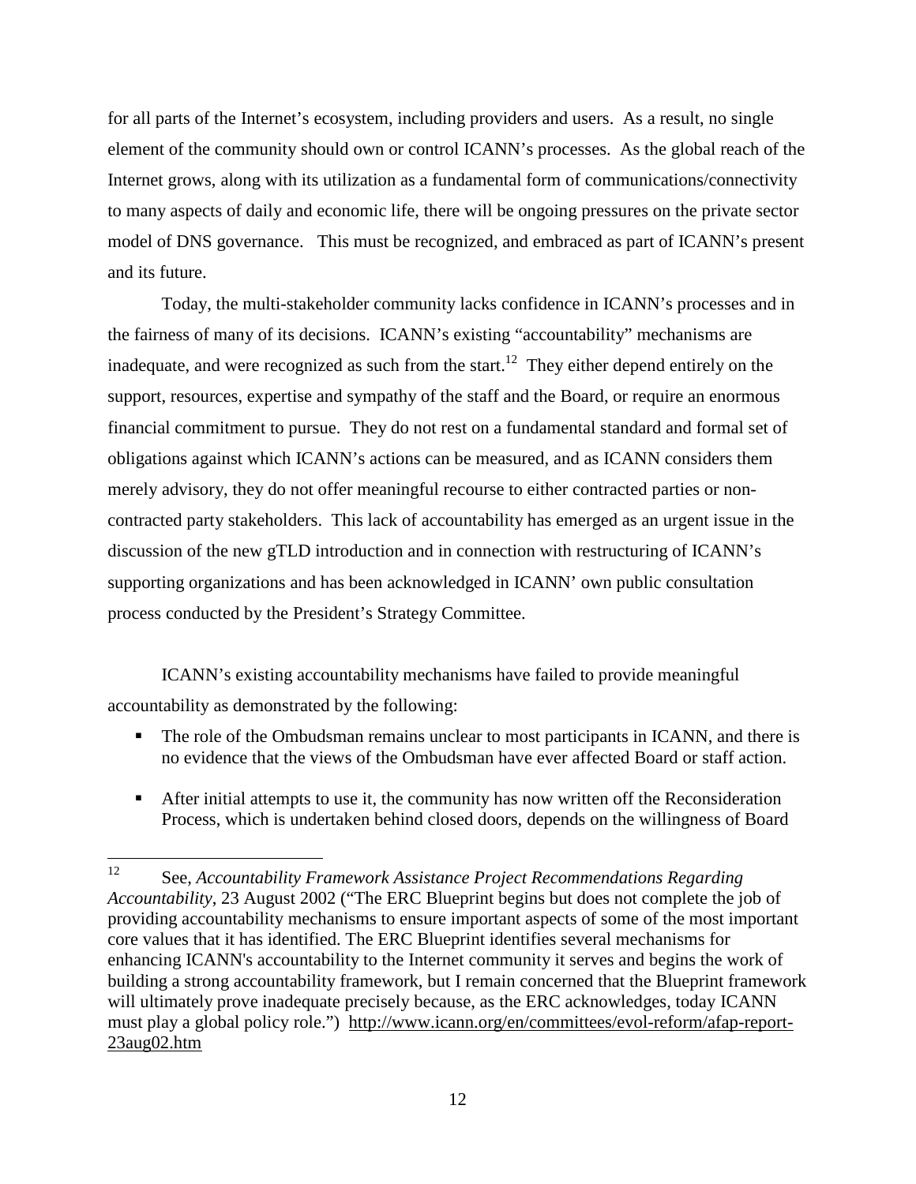for all parts of the Internet's ecosystem, including providers and users. As a result, no single element of the community should own or control ICANN's processes. As the global reach of the Internet grows, along with its utilization as a fundamental form of communications/connectivity to many aspects of daily and economic life, there will be ongoing pressures on the private sector model of DNS governance. This must be recognized, and embraced as part of ICANN's present and its future.

Today, the multi-stakeholder community lacks confidence in ICANN's processes and in the fairness of many of its decisions. ICANN's existing "accountability" mechanisms are inadequate, and were recognized as such from the start.[12] They either depend entirely on the support, resources, expertise and sympathy of the staff and the Board, or require an enormous financial commitment to pursue. They do not rest on a fundamental standard and formal set of obligations against which ICANN's actions can be measured, and as ICANN considers them merely advisory, they do not offer meaningful recourse to either contracted parties or non-contracted party stakeholders. This lack of accountability has emerged as an urgent issue in the discussion of the new gTLD introduction and in connection with restructuring of ICANN's supporting organizations and has been acknowledged in ICANN' own public consultation process conducted by the President's Strategy Committee.

ICANN's existing accountability mechanisms have failed to provide meaningful accountability as demonstrated by the following:

- The role of the Ombudsman remains unclear to most participants in ICANN, and there is no evidence that the views of the Ombudsman have ever affected Board or staff action.
- After initial attempts to use it, the community has now written off the Reconsideration Process, which is undertaken behind closed doors, depends on the willingness of Board

---

[12] See, *Accountability Framework Assistance Project Recommendations Regarding Accountability*, 23 August 2002 ("The ERC Blueprint begins but does not complete the job of providing accountability mechanisms to ensure important aspects of some of the most important core values that it has identified. The ERC Blueprint identifies several mechanisms for enhancing ICANN's accountability to the Internet community it serves and begins the work of building a strong accountability framework, but I remain concerned that the Blueprint framework will ultimately prove inadequate precisely because, as the ERC acknowledges, today ICANN must play a global policy role.") http://www.icann.org/en/committees/evol-reform/afap-report-23aug02.htm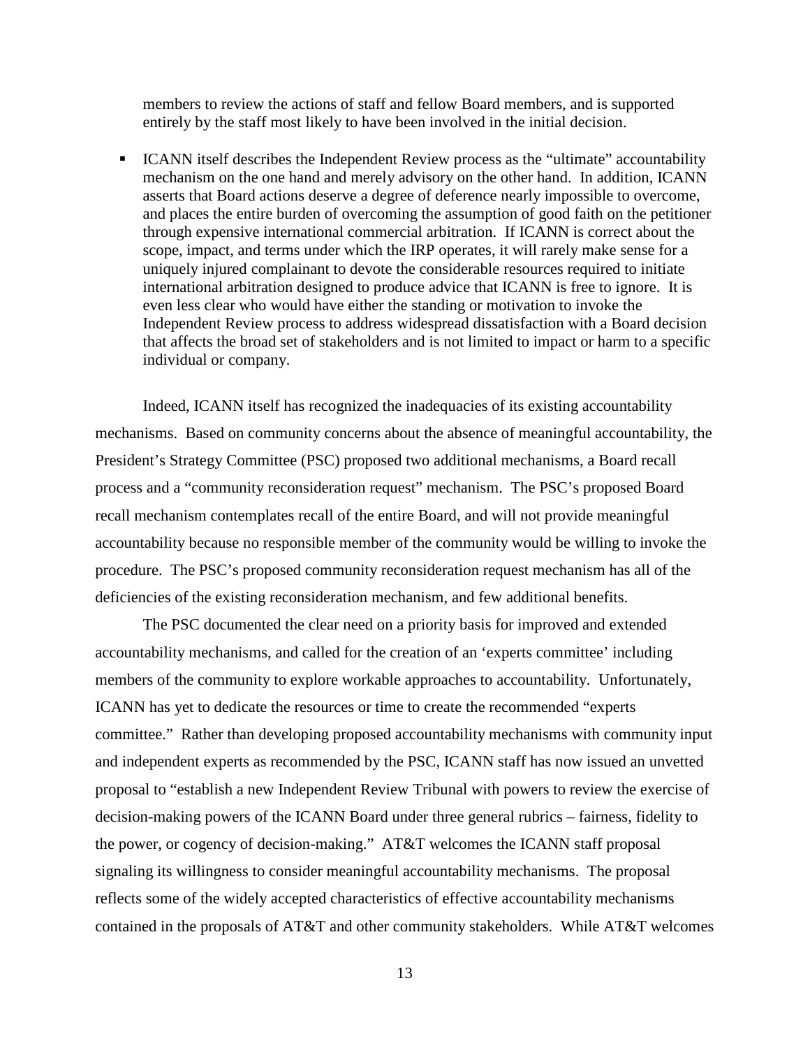members to review the actions of staff and fellow Board members, and is supported entirely by the staff most likely to have been involved in the initial decision.

- ICANN itself describes the Independent Review process as the "ultimate" accountability mechanism on the one hand and merely advisory on the other hand. In addition, ICANN asserts that Board actions deserve a degree of deference nearly impossible to overcome, and places the entire burden of overcoming the assumption of good faith on the petitioner through expensive international commercial arbitration. If ICANN is correct about the scope, impact, and terms under which the IRP operates, it will rarely make sense for a uniquely injured complainant to devote the considerable resources required to initiate international arbitration designed to produce advice that ICANN is free to ignore. It is even less clear who would have either the standing or motivation to invoke the Independent Review process to address widespread dissatisfaction with a Board decision that affects the broad set of stakeholders and is not limited to impact or harm to a specific individual or company.

Indeed, ICANN itself has recognized the inadequacies of its existing accountability mechanisms. Based on community concerns about the absence of meaningful accountability, the President's Strategy Committee (PSC) proposed two additional mechanisms, a Board recall process and a "community reconsideration request" mechanism. The PSC's proposed Board recall mechanism contemplates recall of the entire Board, and will not provide meaningful accountability because no responsible member of the community would be willing to invoke the procedure. The PSC's proposed community reconsideration request mechanism has all of the deficiencies of the existing reconsideration mechanism, and few additional benefits.

The PSC documented the clear need on a priority basis for improved and extended accountability mechanisms, and called for the creation of an 'experts committee' including members of the community to explore workable approaches to accountability. Unfortunately, ICANN has yet to dedicate the resources or time to create the recommended "experts committee." Rather than developing proposed accountability mechanisms with community input and independent experts as recommended by the PSC, ICANN staff has now issued an unvetted proposal to "establish a new Independent Review Tribunal with powers to review the exercise of decision-making powers of the ICANN Board under three general rubrics – fairness, fidelity to the power, or cogency of decision-making." AT&T welcomes the ICANN staff proposal signaling its willingness to consider meaningful accountability mechanisms. The proposal reflects some of the widely accepted characteristics of effective accountability mechanisms contained in the proposals of AT&T and other community stakeholders. While AT&T welcomes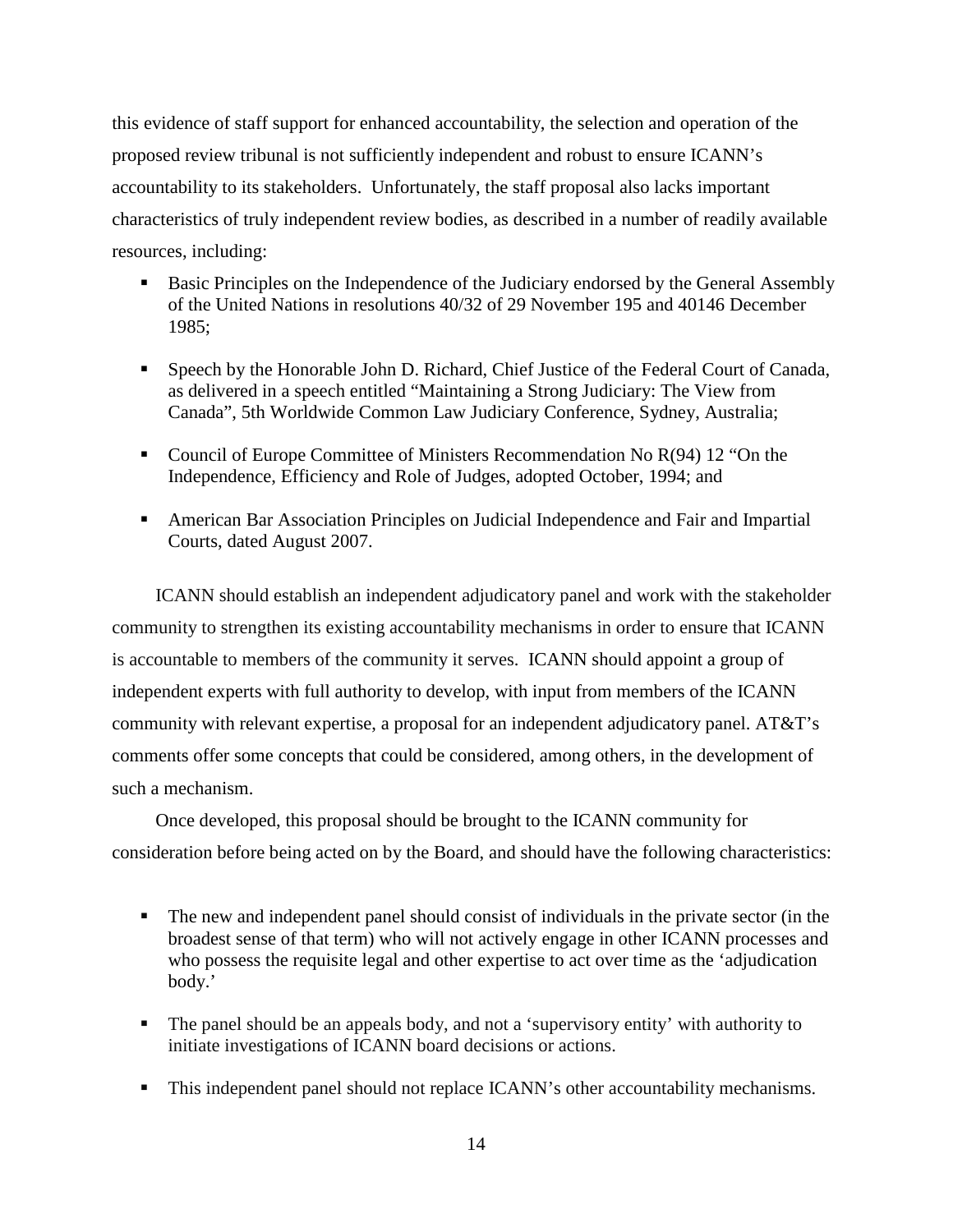this evidence of staff support for enhanced accountability, the selection and operation of the proposed review tribunal is not sufficiently independent and robust to ensure ICANN's accountability to its stakeholders. Unfortunately, the staff proposal also lacks important characteristics of truly independent review bodies, as described in a number of readily available resources, including:

- Basic Principles on the Independence of the Judiciary endorsed by the General Assembly of the United Nations in resolutions 40/32 of 29 November 195 and 40146 December 1985;
- Speech by the Honorable John D. Richard, Chief Justice of the Federal Court of Canada, as delivered in a speech entitled "Maintaining a Strong Judiciary: The View from Canada", 5th Worldwide Common Law Judiciary Conference, Sydney, Australia;
- Council of Europe Committee of Ministers Recommendation No R(94) 12 "On the Independence, Efficiency and Role of Judges, adopted October, 1994; and
- American Bar Association Principles on Judicial Independence and Fair and Impartial Courts, dated August 2007.

ICANN should establish an independent adjudicatory panel and work with the stakeholder community to strengthen its existing accountability mechanisms in order to ensure that ICANN is accountable to members of the community it serves. ICANN should appoint a group of independent experts with full authority to develop, with input from members of the ICANN community with relevant expertise, a proposal for an independent adjudicatory panel. AT&T's comments offer some concepts that could be considered, among others, in the development of such a mechanism.

Once developed, this proposal should be brought to the ICANN community for consideration before being acted on by the Board, and should have the following characteristics:

- The new and independent panel should consist of individuals in the private sector (in the broadest sense of that term) who will not actively engage in other ICANN processes and who possess the requisite legal and other expertise to act over time as the 'adjudication body.'
- The panel should be an appeals body, and not a 'supervisory entity' with authority to initiate investigations of ICANN board decisions or actions.
- This independent panel should not replace ICANN's other accountability mechanisms.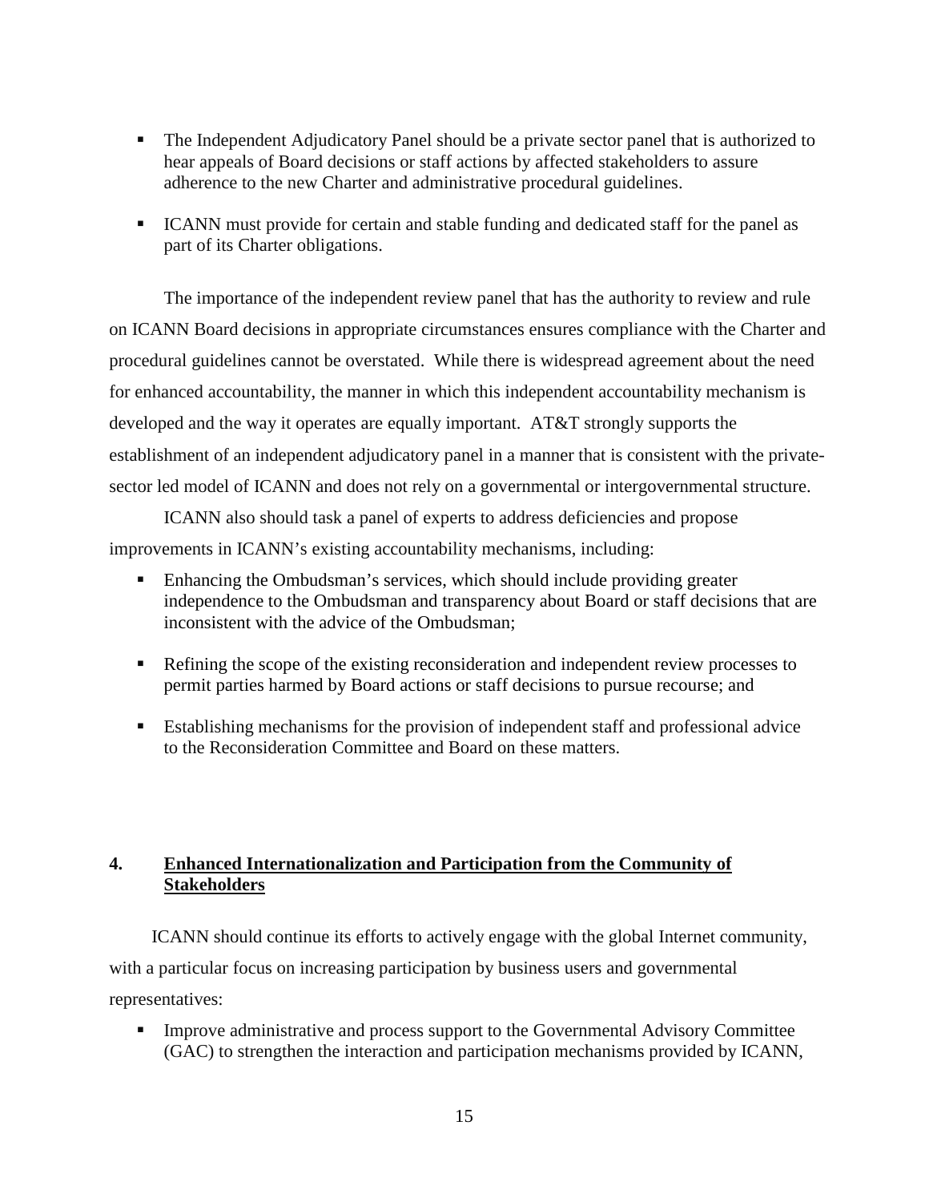- The Independent Adjudicatory Panel should be a private sector panel that is authorized to hear appeals of Board decisions or staff actions by affected stakeholders to assure adherence to the new Charter and administrative procedural guidelines.

- ICANN must provide for certain and stable funding and dedicated staff for the panel as part of its Charter obligations.

The importance of the independent review panel that has the authority to review and rule on ICANN Board decisions in appropriate circumstances ensures compliance with the Charter and procedural guidelines cannot be overstated. While there is widespread agreement about the need for enhanced accountability, the manner in which this independent accountability mechanism is developed and the way it operates are equally important. AT&T strongly supports the establishment of an independent adjudicatory panel in a manner that is consistent with the private-sector led model of ICANN and does not rely on a governmental or intergovernmental structure.

ICANN also should task a panel of experts to address deficiencies and propose improvements in ICANN's existing accountability mechanisms, including:

- Enhancing the Ombudsman's services, which should include providing greater independence to the Ombudsman and transparency about Board or staff decisions that are inconsistent with the advice of the Ombudsman;

- Refining the scope of the existing reconsideration and independent review processes to permit parties harmed by Board actions or staff decisions to pursue recourse; and

- Establishing mechanisms for the provision of independent staff and professional advice to the Reconsideration Committee and Board on these matters.

## 4. <u>Enhanced Internationalization and Participation from the Community of Stakeholders</u>

ICANN should continue its efforts to actively engage with the global Internet community, with a particular focus on increasing participation by business users and governmental representatives:

- Improve administrative and process support to the Governmental Advisory Committee (GAC) to strengthen the interaction and participation mechanisms provided by ICANN,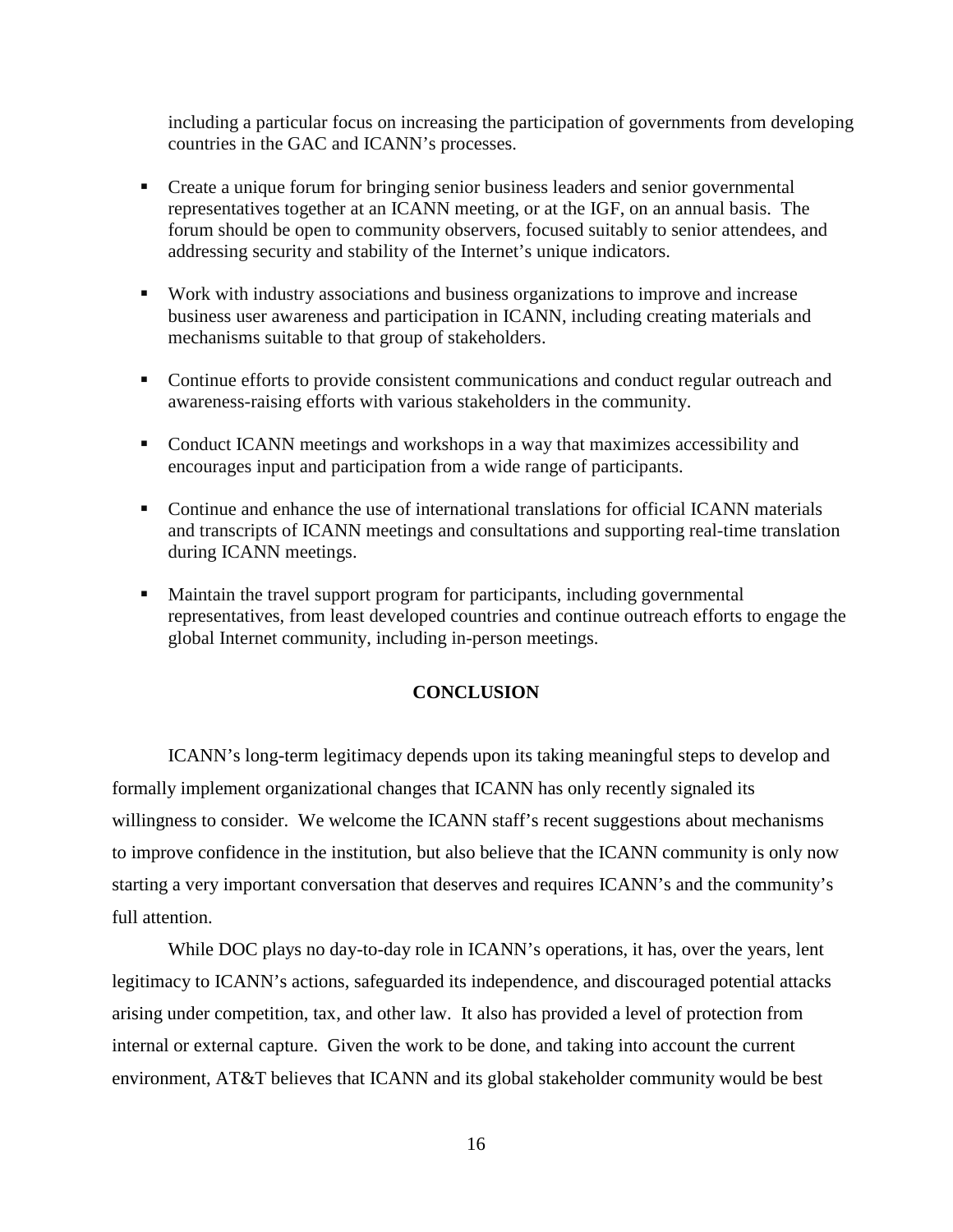including a particular focus on increasing the participation of governments from developing countries in the GAC and ICANN's processes.

- Create a unique forum for bringing senior business leaders and senior governmental representatives together at an ICANN meeting, or at the IGF, on an annual basis. The forum should be open to community observers, focused suitably to senior attendees, and addressing security and stability of the Internet's unique indicators.

- Work with industry associations and business organizations to improve and increase business user awareness and participation in ICANN, including creating materials and mechanisms suitable to that group of stakeholders.

- Continue efforts to provide consistent communications and conduct regular outreach and awareness-raising efforts with various stakeholders in the community.

- Conduct ICANN meetings and workshops in a way that maximizes accessibility and encourages input and participation from a wide range of participants.

- Continue and enhance the use of international translations for official ICANN materials and transcripts of ICANN meetings and consultations and supporting real-time translation during ICANN meetings.

- Maintain the travel support program for participants, including governmental representatives, from least developed countries and continue outreach efforts to engage the global Internet community, including in-person meetings.

## CONCLUSION

ICANN's long-term legitimacy depends upon its taking meaningful steps to develop and formally implement organizational changes that ICANN has only recently signaled its willingness to consider. We welcome the ICANN staff's recent suggestions about mechanisms to improve confidence in the institution, but also believe that the ICANN community is only now starting a very important conversation that deserves and requires ICANN's and the community's full attention.

While DOC plays no day-to-day role in ICANN's operations, it has, over the years, lent legitimacy to ICANN's actions, safeguarded its independence, and discouraged potential attacks arising under competition, tax, and other law. It also has provided a level of protection from internal or external capture. Given the work to be done, and taking into account the current environment, AT&T believes that ICANN and its global stakeholder community would be best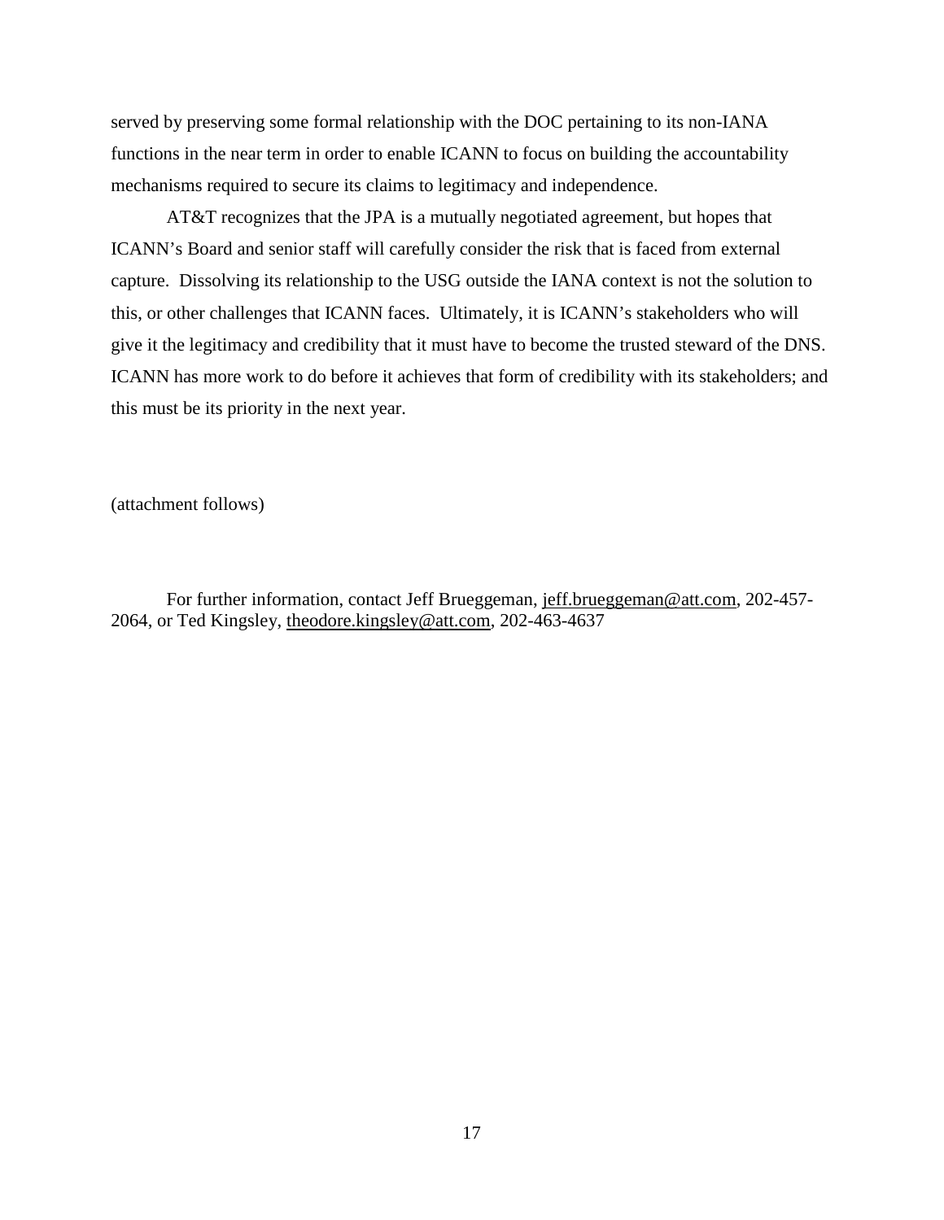served by preserving some formal relationship with the DOC pertaining to its non-IANA functions in the near term in order to enable ICANN to focus on building the accountability mechanisms required to secure its claims to legitimacy and independence.

AT&T recognizes that the JPA is a mutually negotiated agreement, but hopes that ICANN's Board and senior staff will carefully consider the risk that is faced from external capture. Dissolving its relationship to the USG outside the IANA context is not the solution to this, or other challenges that ICANN faces. Ultimately, it is ICANN's stakeholders who will give it the legitimacy and credibility that it must have to become the trusted steward of the DNS. ICANN has more work to do before it achieves that form of credibility with its stakeholders; and this must be its priority in the next year.

(attachment follows)

For further information, contact Jeff Brueggeman, jeff.brueggeman@att.com, 202-457-2064, or Ted Kingsley, theodore.kingsley@att.com, 202-463-4637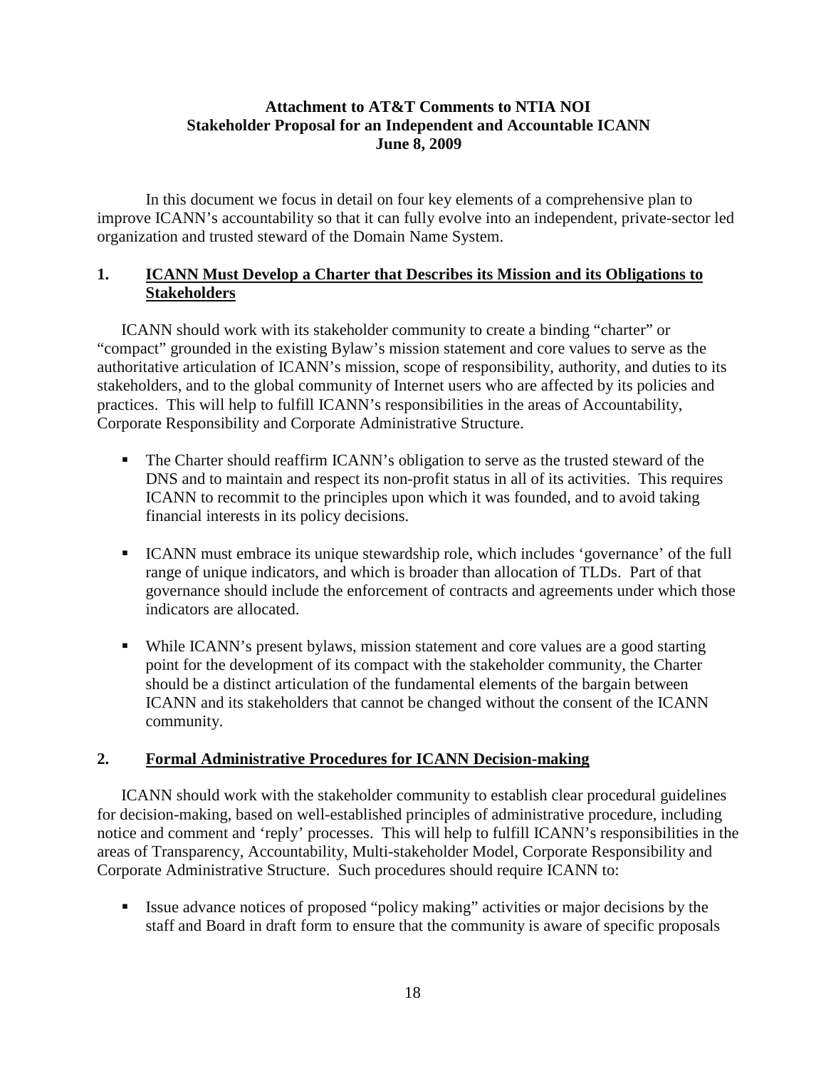**Attachment to AT&T Comments to NTIA NOI**
**Stakeholder Proposal for an Independent and Accountable ICANN**
**June 8, 2009**

In this document we focus in detail on four key elements of a comprehensive plan to improve ICANN's accountability so that it can fully evolve into an independent, private-sector led organization and trusted steward of the Domain Name System.

## 1. ICANN Must Develop a Charter that Describes its Mission and its Obligations to Stakeholders

ICANN should work with its stakeholder community to create a binding "charter" or "compact" grounded in the existing Bylaw's mission statement and core values to serve as the authoritative articulation of ICANN's mission, scope of responsibility, authority, and duties to its stakeholders, and to the global community of Internet users who are affected by its policies and practices. This will help to fulfill ICANN's responsibilities in the areas of Accountability, Corporate Responsibility and Corporate Administrative Structure.

- The Charter should reaffirm ICANN's obligation to serve as the trusted steward of the DNS and to maintain and respect its non-profit status in all of its activities. This requires ICANN to recommit to the principles upon which it was founded, and to avoid taking financial interests in its policy decisions.
- ICANN must embrace its unique stewardship role, which includes 'governance' of the full range of unique indicators, and which is broader than allocation of TLDs. Part of that governance should include the enforcement of contracts and agreements under which those indicators are allocated.
- While ICANN's present bylaws, mission statement and core values are a good starting point for the development of its compact with the stakeholder community, the Charter should be a distinct articulation of the fundamental elements of the bargain between ICANN and its stakeholders that cannot be changed without the consent of the ICANN community.

## 2. Formal Administrative Procedures for ICANN Decision-making

ICANN should work with the stakeholder community to establish clear procedural guidelines for decision-making, based on well-established principles of administrative procedure, including notice and comment and 'reply' processes. This will help to fulfill ICANN's responsibilities in the areas of Transparency, Accountability, Multi-stakeholder Model, Corporate Responsibility and Corporate Administrative Structure. Such procedures should require ICANN to:

- Issue advance notices of proposed "policy making" activities or major decisions by the staff and Board in draft form to ensure that the community is aware of specific proposals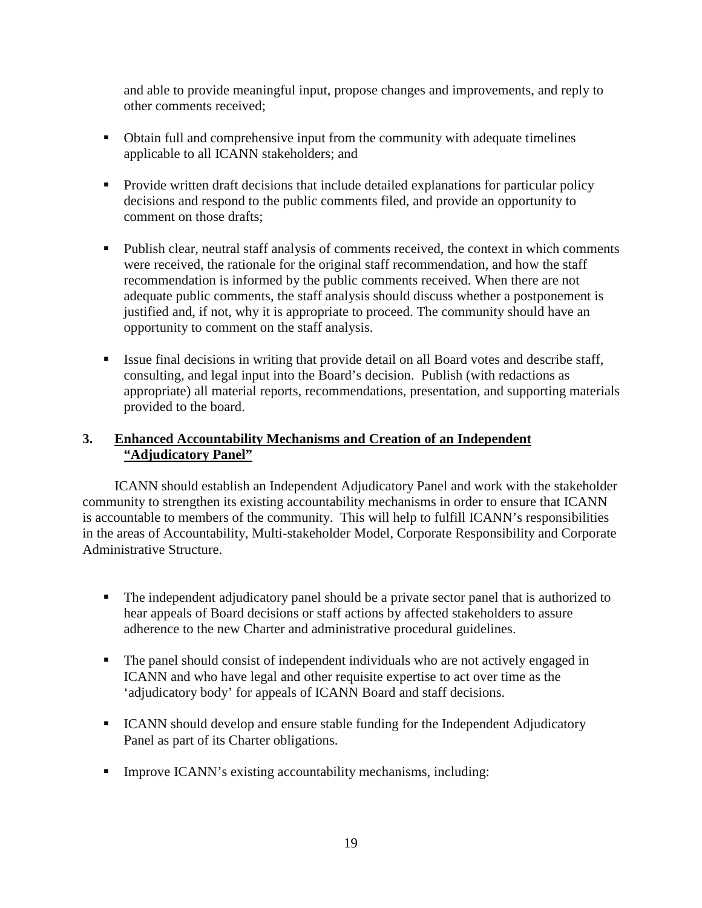and able to provide meaningful input, propose changes and improvements, and reply to other comments received;

- Obtain full and comprehensive input from the community with adequate timelines applicable to all ICANN stakeholders; and

- Provide written draft decisions that include detailed explanations for particular policy decisions and respond to the public comments filed, and provide an opportunity to comment on those drafts;

- Publish clear, neutral staff analysis of comments received, the context in which comments were received, the rationale for the original staff recommendation, and how the staff recommendation is informed by the public comments received. When there are not adequate public comments, the staff analysis should discuss whether a postponement is justified and, if not, why it is appropriate to proceed. The community should have an opportunity to comment on the staff analysis.

- Issue final decisions in writing that provide detail on all Board votes and describe staff, consulting, and legal input into the Board's decision. Publish (with redactions as appropriate) all material reports, recommendations, presentation, and supporting materials provided to the board.

## 3. <u>Enhanced Accountability Mechanisms and Creation of an Independent "Adjudicatory Panel"</u>

ICANN should establish an Independent Adjudicatory Panel and work with the stakeholder community to strengthen its existing accountability mechanisms in order to ensure that ICANN is accountable to members of the community. This will help to fulfill ICANN's responsibilities in the areas of Accountability, Multi-stakeholder Model, Corporate Responsibility and Corporate Administrative Structure.

- The independent adjudicatory panel should be a private sector panel that is authorized to hear appeals of Board decisions or staff actions by affected stakeholders to assure adherence to the new Charter and administrative procedural guidelines.

- The panel should consist of independent individuals who are not actively engaged in ICANN and who have legal and other requisite expertise to act over time as the 'adjudicatory body' for appeals of ICANN Board and staff decisions.

- ICANN should develop and ensure stable funding for the Independent Adjudicatory Panel as part of its Charter obligations.

- Improve ICANN's existing accountability mechanisms, including: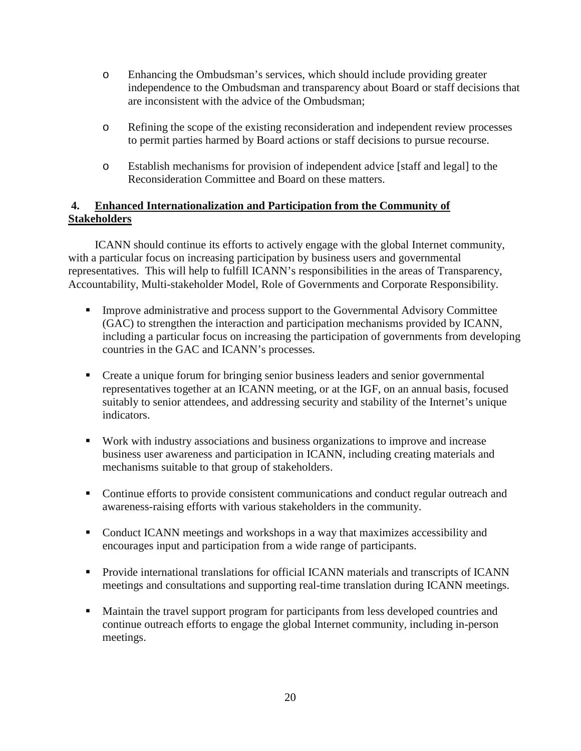- Enhancing the Ombudsman's services, which should include providing greater independence to the Ombudsman and transparency about Board or staff decisions that are inconsistent with the advice of the Ombudsman;
- Refining the scope of the existing reconsideration and independent review processes to permit parties harmed by Board actions or staff decisions to pursue recourse.
- Establish mechanisms for provision of independent advice [staff and legal] to the Reconsideration Committee and Board on these matters.

## 4. Enhanced Internationalization and Participation from the Community of Stakeholders

ICANN should continue its efforts to actively engage with the global Internet community, with a particular focus on increasing participation by business users and governmental representatives. This will help to fulfill ICANN's responsibilities in the areas of Transparency, Accountability, Multi-stakeholder Model, Role of Governments and Corporate Responsibility.

- Improve administrative and process support to the Governmental Advisory Committee (GAC) to strengthen the interaction and participation mechanisms provided by ICANN, including a particular focus on increasing the participation of governments from developing countries in the GAC and ICANN's processes.
- Create a unique forum for bringing senior business leaders and senior governmental representatives together at an ICANN meeting, or at the IGF, on an annual basis, focused suitably to senior attendees, and addressing security and stability of the Internet's unique indicators.
- Work with industry associations and business organizations to improve and increase business user awareness and participation in ICANN, including creating materials and mechanisms suitable to that group of stakeholders.
- Continue efforts to provide consistent communications and conduct regular outreach and awareness-raising efforts with various stakeholders in the community.
- Conduct ICANN meetings and workshops in a way that maximizes accessibility and encourages input and participation from a wide range of participants.
- Provide international translations for official ICANN materials and transcripts of ICANN meetings and consultations and supporting real-time translation during ICANN meetings.
- Maintain the travel support program for participants from less developed countries and continue outreach efforts to engage the global Internet community, including in-person meetings.